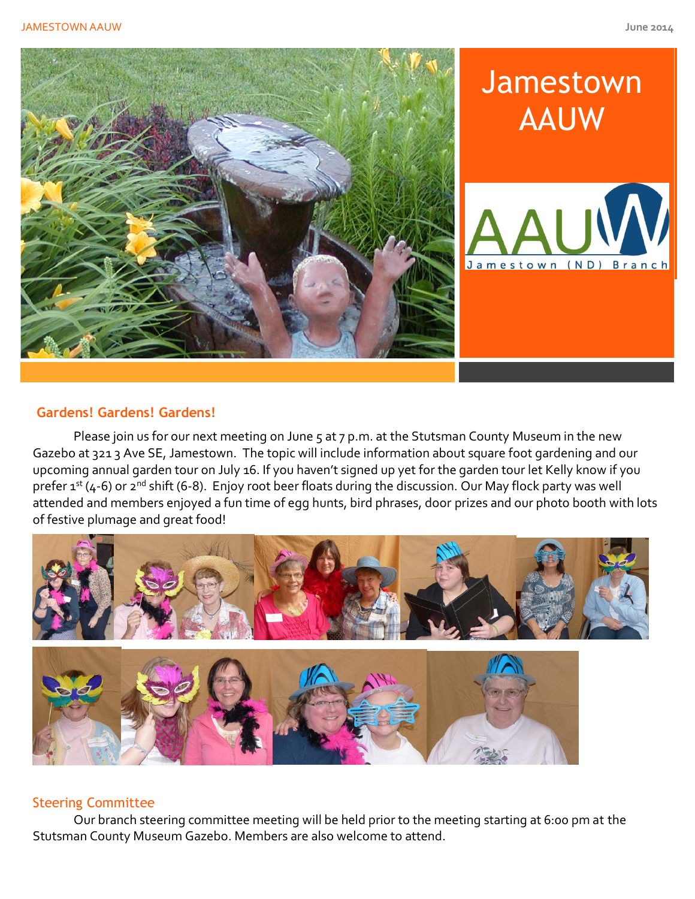# Jamestown AAUW

AAUW Jamestown (ND) Branch

## Gardens! Gardens! Gardens!

Please join us for our next meeting on June 5 at 7 p.m. at the Stutsman County Museum in the new Gazebo at 321 3 Ave SE, Jamestown. The topic will include information about square foot gardening and our upcoming annual garden tour on July 16. If you haven't signed up yet for the garden tour let Kelly know if you prefer 1st (4-6) or 2nd shift (6-8). Enjoy root beer floats during the discussion. Our May flock party was well attended and members enjoyed a fun time of egg hunts, bird phrases, door prizes and our photo booth with lots of festive plumage and great food!

## Steering Committee

Our branch steering committee meeting will be held prior to the meeting starting at 6:00 pm at the Stutsman County Museum Gazebo. Members are also welcome to attend.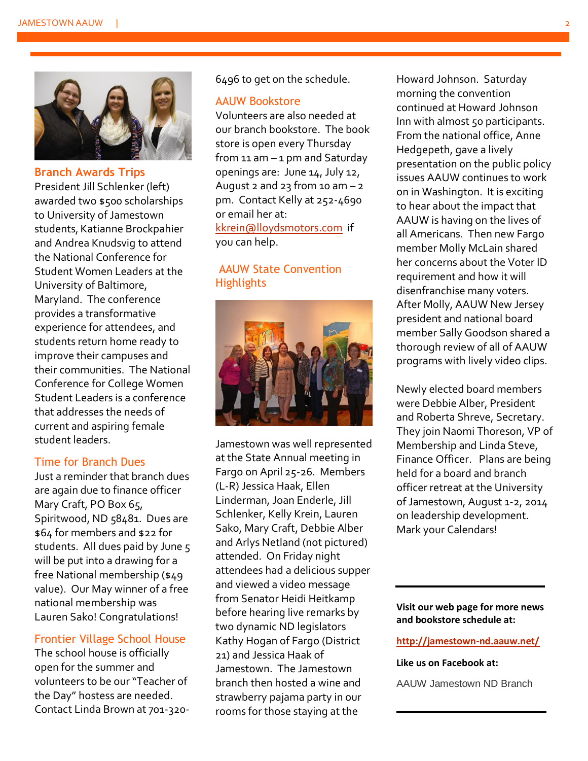## Branch Awards Trips

President Jill Schlenker (left) awarded two $500 scholarships to University of Jamestown students, Katianne Brockpahier and Andrea Knudsvig to attend the National Conference for Student Women Leaders at the University of Baltimore, Maryland. The conference provides a transformative experience for attendees, and students return home ready to improve their campuses and their communities. The National Conference for College Women Student Leaders is a conference that addresses the needs of current and aspiring female student leaders.

## Time for Branch Dues

Just a reminder that branch dues are again due to finance officer Mary Craft, PO Box 65, Spiritwood, ND 58481. Dues are $64 for members and $22 for students. All dues paid by June 5 will be put into a drawing for a free National membership ($49 value). Our May winner of a free national membership was Lauren Sako! Congratulations!

## Frontier Village School House

The school house is officially open for the summer and volunteers to be our "Teacher of the Day" hostess are needed. Contact Linda Brown at 701-320-6496 to get on the schedule.

## AAUW Bookstore

Volunteers are also needed at our branch bookstore. The book store is open every Thursday from 11 am – 1 pm and Saturday openings are: June 14, July 12, August 2 and 23 from 10 am – 2 pm. Contact Kelly at 252-4690 or email her at: kkrein@lloydsmotors.com if you can help.

## AAUW State Convention Highlights

Jamestown was well represented at the State Annual meeting in Fargo on April 25-26. Members (L-R) Jessica Haak, Ellen Linderman, Joan Enderle, Jill Schlenker, Kelly Krein, Lauren Sako, Mary Craft, Debbie Alber and Arlys Netland (not pictured) attended. On Friday night attendees had a delicious supper and viewed a video message from Senator Heidi Heitkamp before hearing live remarks by two dynamic ND legislators Kathy Hogan of Fargo (District 21) and Jessica Haak of Jamestown. The Jamestown branch then hosted a wine and strawberry pajama party in our rooms for those staying at the Howard Johnson. Saturday morning the convention continued at Howard Johnson Inn with almost 50 participants. From the national office, Anne Hedgepeth, gave a lively presentation on the public policy issues AAUW continues to work on in Washington. It is exciting to hear about the impact that AAUW is having on the lives of all Americans. Then new Fargo member Molly McLain shared her concerns about the Voter ID requirement and how it will disenfranchise many voters. After Molly, AAUW New Jersey president and national board member Sally Goodson shared a thorough review of all of AAUW programs with lively video clips.

Newly elected board members were Debbie Alber, President and Roberta Shreve, Secretary. They join Naomi Thoreson, VP of Membership and Linda Steve, Finance Officer. Plans are being held for a board and branch officer retreat at the University of Jamestown, August 1-2, 2014 on leadership development. Mark your Calendars!

---

**Visit our web page for more news and bookstore schedule at:**

**http://jamestown-nd.aauw.net/**

**Like us on Facebook at:**

AAUW Jamestown ND Branch

---